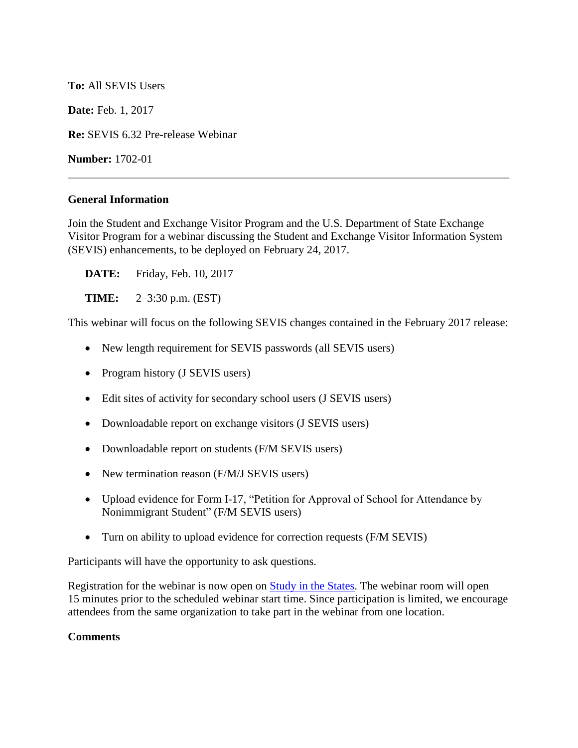**To:** All SEVIS Users

**Date:** Feb. 1, 2017

**Re:** SEVIS 6.32 Pre-release Webinar

**Number:** 1702-01

---

**General Information**

Join the Student and Exchange Visitor Program and the U.S. Department of State Exchange Visitor Program for a webinar discussing the Student and Exchange Visitor Information System (SEVIS) enhancements, to be deployed on February 24, 2017.

**DATE:** Friday, Feb. 10, 2017

**TIME:** 2–3:30 p.m. (EST)

This webinar will focus on the following SEVIS changes contained in the February 2017 release:

- New length requirement for SEVIS passwords (all SEVIS users)
- Program history (J SEVIS users)
- Edit sites of activity for secondary school users (J SEVIS users)
- Downloadable report on exchange visitors (J SEVIS users)
- Downloadable report on students (F/M SEVIS users)
- New termination reason (F/M/J SEVIS users)
- Upload evidence for Form I-17, "Petition for Approval of School for Attendance by Nonimmigrant Student" (F/M SEVIS users)
- Turn on ability to upload evidence for correction requests (F/M SEVIS)

Participants will have the opportunity to ask questions.

Registration for the webinar is now open on Study in the States. The webinar room will open 15 minutes prior to the scheduled webinar start time. Since participation is limited, we encourage attendees from the same organization to take part in the webinar from one location.

**Comments**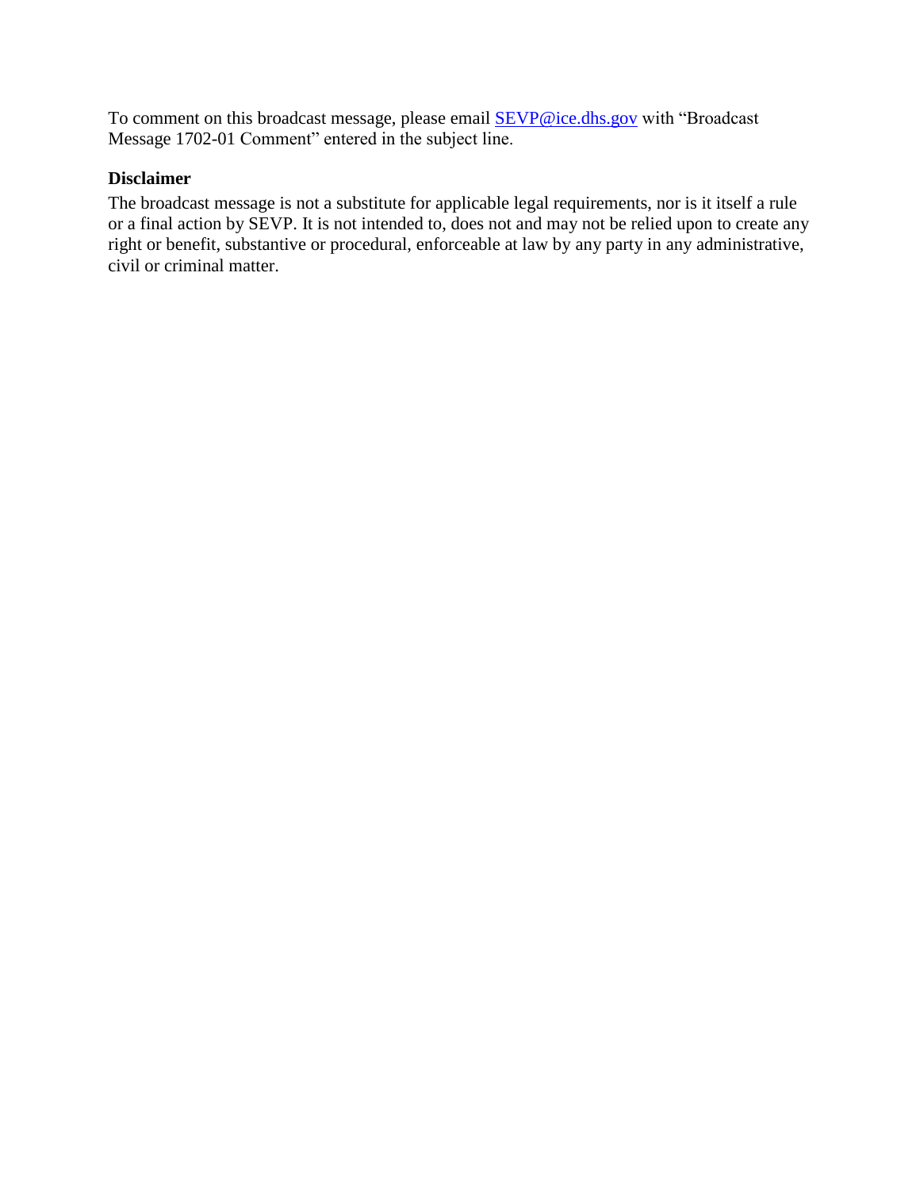To comment on this broadcast message, please email [SEVP@ice.dhs.gov](mailto:SEVP@ice.dhs.gov) with "Broadcast Message 1702-01 Comment" entered in the subject line.

**Disclaimer**

The broadcast message is not a substitute for applicable legal requirements, nor is it itself a rule or a final action by SEVP. It is not intended to, does not and may not be relied upon to create any right or benefit, substantive or procedural, enforceable at law by any party in any administrative, civil or criminal matter.